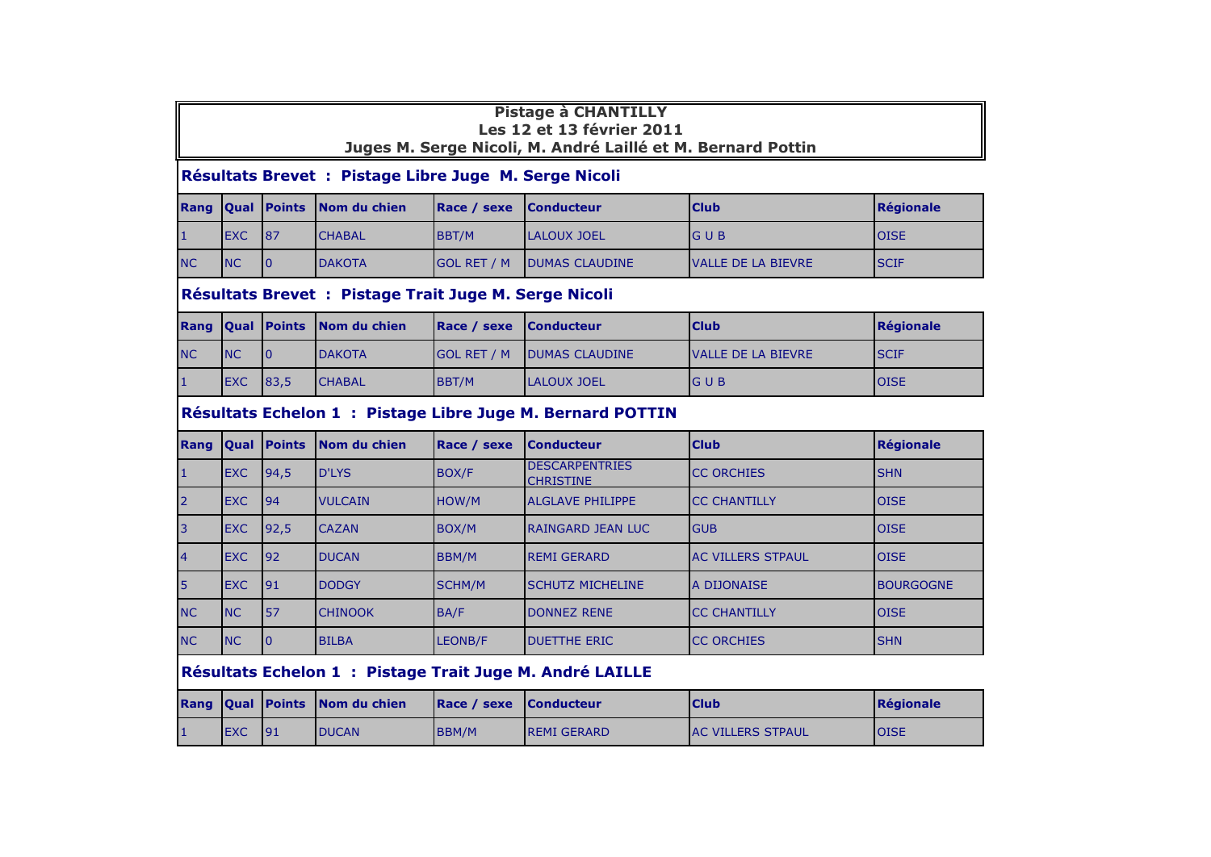# Pistage à CHANTILLY

**Les 12 et 13 février 2011**

**Juges M. Serge Nicoli, M. André Laillé et M. Bernard Pottin**

## Résultats Brevet : Pistage Libre Juge M. Serge Nicoli

| Rang | Qual | Points | Nom du chien | Race / sexe | Conducteur | Club | Régionale |
|---|---|---|---|---|---|---|---|
| 1 | EXC | 87 | CHABAL | BBT/M | LALOUX JOEL | G U B | OISE |
| NC | NC | 0 | DAKOTA | GOL RET / M | DUMAS CLAUDINE | VALLE DE LA BIEVRE | SCIF |

## Résultats Brevet : Pistage Trait Juge M. Serge Nicoli

| Rang | Qual | Points | Nom du chien | Race / sexe | Conducteur | Club | Régionale |
|---|---|---|---|---|---|---|---|
| NC | NC | 0 | DAKOTA | GOL RET / M | DUMAS CLAUDINE | VALLE DE LA BIEVRE | SCIF |
| 1 | EXC | 83,5 | CHABAL | BBT/M | LALOUX JOEL | G U B | OISE |

## Résultats Echelon 1 : Pistage Libre Juge M. Bernard POTTIN

| Rang | Qual | Points | Nom du chien | Race / sexe | Conducteur | Club | Régionale |
|---|---|---|---|---|---|---|---|
| 1 | EXC | 94,5 | D'LYS | BOX/F | DESCARPENTRIES CHRISTINE | CC ORCHIES | SHN |
| 2 | EXC | 94 | VULCAIN | HOW/M | ALGLAVE PHILIPPE | CC CHANTILLY | OISE |
| 3 | EXC | 92,5 | CAZAN | BOX/M | RAINGARD JEAN LUC | GUB | OISE |
| 4 | EXC | 92 | DUCAN | BBM/M | REMI GERARD | AC VILLERS STPAUL | OISE |
| 5 | EXC | 91 | DODGY | SCHM/M | SCHUTZ MICHELINE | A DIJONAISE | BOURGOGNE |
| NC | NC | 57 | CHINOOK | BA/F | DONNEZ RENE | CC CHANTILLY | OISE |
| NC | NC | 0 | BILBA | LEONB/F | DUETTHE ERIC | CC ORCHIES | SHN |

## Résultats Echelon 1 : Pistage Trait Juge M. André LAILLE

| Rang | Qual | Points | Nom du chien | Race / sexe | Conducteur | Club | Régionale |
|---|---|---|---|---|---|---|---|
| 1 | EXC | 91 | DUCAN | BBM/M | REMI GERARD | AC VILLERS STPAUL | OISE |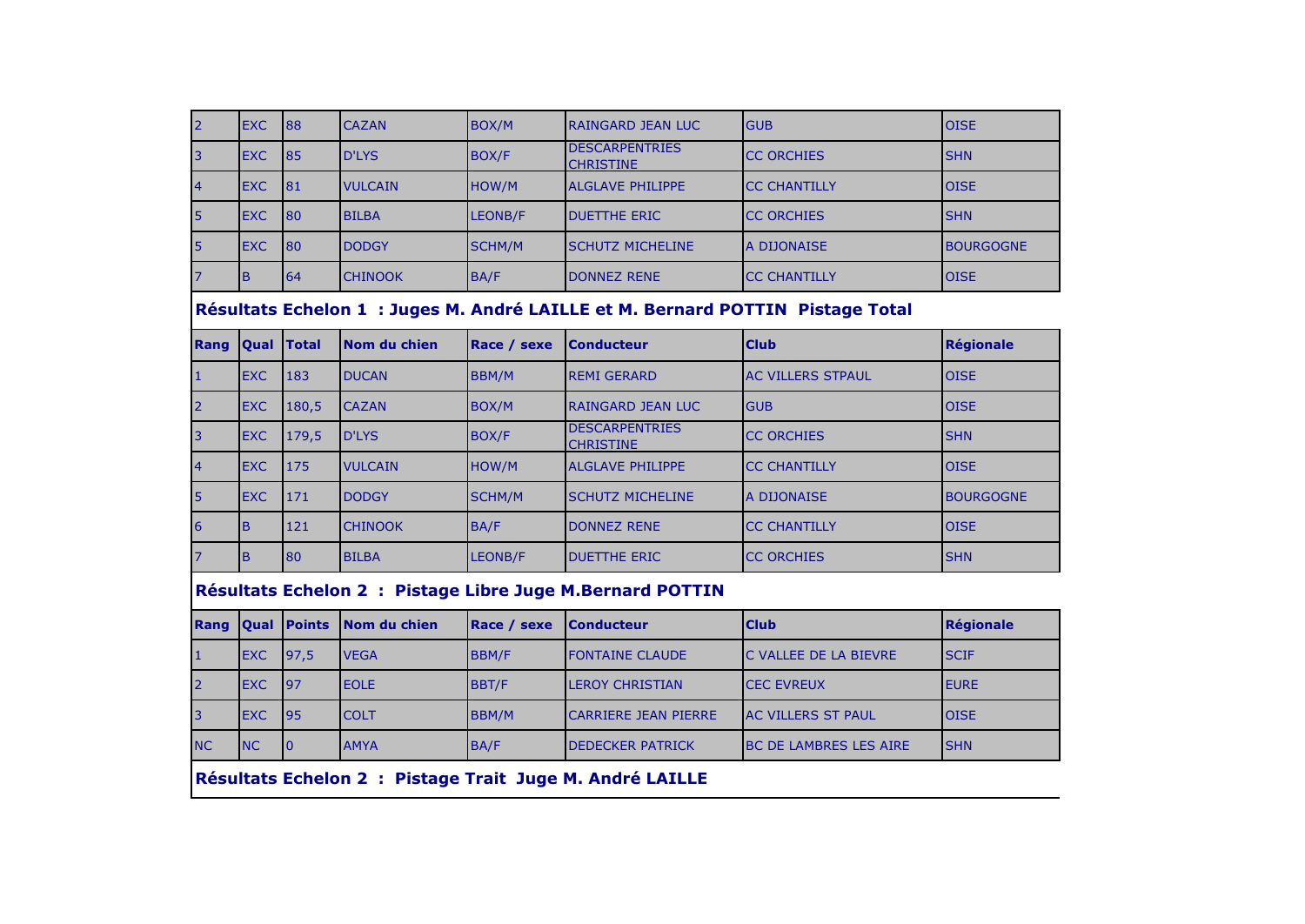| | | | | | | | |
|---|---|---|---|---|---|---|---|
| 2 | EXC | 88 | CAZAN | BOX/M | RAINGARD JEAN LUC | GUB | OISE |
| 3 | EXC | 85 | D'LYS | BOX/F | DESCARPENTRIES CHRISTINE | CC ORCHIES | SHN |
| 4 | EXC | 81 | VULCAIN | HOW/M | ALGLAVE PHILIPPE | CC CHANTILLY | OISE |
| 5 | EXC | 80 | BILBA | LEONB/F | DUETTHE ERIC | CC ORCHIES | SHN |
| 5 | EXC | 80 | DODGY | SCHM/M | SCHUTZ MICHELINE | A DIJONAISE | BOURGOGNE |
| 7 | B | 64 | CHINOOK | BA/F | DONNEZ RENE | CC CHANTILLY | OISE |

## Résultats Echelon 1 : Juges M. André LAILLE et M. Bernard POTTIN Pistage Total

| Rang | Qual | Total | Nom du chien | Race / sexe | Conducteur | Club | Régionale |
|---|---|---|---|---|---|---|---|
| 1 | EXC | 183 | DUCAN | BBM/M | REMI GERARD | AC VILLERS STPAUL | OISE |
| 2 | EXC | 180,5 | CAZAN | BOX/M | RAINGARD JEAN LUC | GUB | OISE |
| 3 | EXC | 179,5 | D'LYS | BOX/F | DESCARPENTRIES CHRISTINE | CC ORCHIES | SHN |
| 4 | EXC | 175 | VULCAIN | HOW/M | ALGLAVE PHILIPPE | CC CHANTILLY | OISE |
| 5 | EXC | 171 | DODGY | SCHM/M | SCHUTZ MICHELINE | A DIJONAISE | BOURGOGNE |
| 6 | B | 121 | CHINOOK | BA/F | DONNEZ RENE | CC CHANTILLY | OISE |
| 7 | B | 80 | BILBA | LEONB/F | DUETTHE ERIC | CC ORCHIES | SHN |

## Résultats Echelon 2 : Pistage Libre Juge M.Bernard POTTIN

| Rang | Qual | Points | Nom du chien | Race / sexe | Conducteur | Club | Régionale |
|---|---|---|---|---|---|---|---|
| 1 | EXC | 97,5 | VEGA | BBM/F | FONTAINE CLAUDE | C VALLEE DE LA BIEVRE | SCIF |
| 2 | EXC | 97 | EOLE | BBT/F | LEROY CHRISTIAN | CEC EVREUX | EURE |
| 3 | EXC | 95 | COLT | BBM/M | CARRIERE JEAN PIERRE | AC VILLERS ST PAUL | OISE |
| NC | NC | 0 | AMYA | BA/F | DEDECKER PATRICK | BC DE LAMBRES LES AIRE | SHN |

## Résultats Echelon 2 : Pistage Trait Juge M. André LAILLE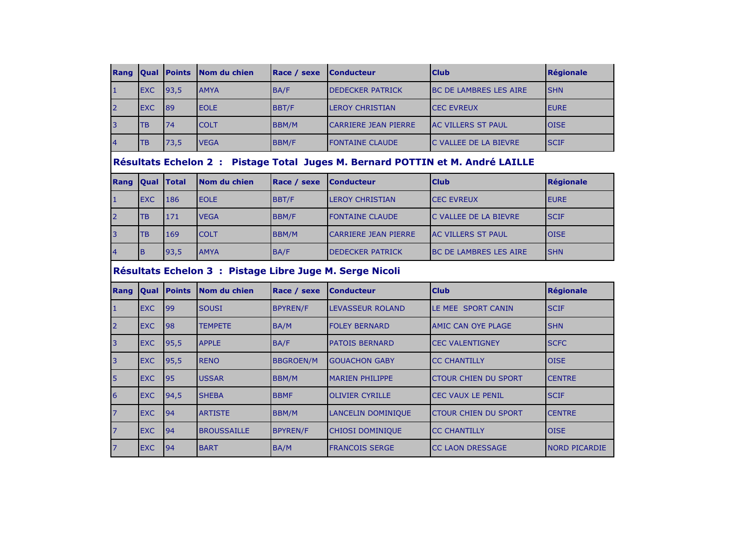| Rang | Qual | Points | Nom du chien | Race / sexe | Conducteur | Club | Régionale |
|---|---|---|---|---|---|---|---|
| 1 | EXC | 93,5 | AMYA | BA/F | DEDECKER PATRICK | BC DE LAMBRES LES AIRE | SHN |
| 2 | EXC | 89 | EOLE | BBT/F | LEROY CHRISTIAN | CEC EVREUX | EURE |
| 3 | TB | 74 | COLT | BBM/M | CARRIERE JEAN PIERRE | AC VILLERS ST PAUL | OISE |
| 4 | TB | 73,5 | VEGA | BBM/F | FONTAINE CLAUDE | C VALLEE DE LA BIEVRE | SCIF |

## Résultats Echelon 2 : Pistage Total Juges M. Bernard POTTIN et M. André LAILLE

| Rang | Qual | Total | Nom du chien | Race / sexe | Conducteur | Club | Régionale |
|---|---|---|---|---|---|---|---|
| 1 | EXC | 186 | EOLE | BBT/F | LEROY CHRISTIAN | CEC EVREUX | EURE |
| 2 | TB | 171 | VEGA | BBM/F | FONTAINE CLAUDE | C VALLEE DE LA BIEVRE | SCIF |
| 3 | TB | 169 | COLT | BBM/M | CARRIERE JEAN PIERRE | AC VILLERS ST PAUL | OISE |
| 4 | B | 93,5 | AMYA | BA/F | DEDECKER PATRICK | BC DE LAMBRES LES AIRE | SHN |

## Résultats Echelon 3 : Pistage Libre Juge M. Serge Nicoli

| Rang | Qual | Points | Nom du chien | Race / sexe | Conducteur | Club | Régionale |
|---|---|---|---|---|---|---|---|
| 1 | EXC | 99 | SOUSI | BPYREN/F | LEVASSEUR ROLAND | LE MEE SPORT CANIN | SCIF |
| 2 | EXC | 98 | TEMPETE | BA/M | FOLEY BERNARD | AMIC CAN OYE PLAGE | SHN |
| 3 | EXC | 95,5 | APPLE | BA/F | PATOIS BERNARD | CEC VALENTIGNEY | SCFC |
| 3 | EXC | 95,5 | RENO | BBGROEN/M | GOUACHON GABY | CC CHANTILLY | OISE |
| 5 | EXC | 95 | USSAR | BBM/M | MARIEN PHILIPPE | CTOUR CHIEN DU SPORT | CENTRE |
| 6 | EXC | 94,5 | SHEBA | BBMF | OLIVIER CYRILLE | CEC VAUX LE PENIL | SCIF |
| 7 | EXC | 94 | ARTISTE | BBM/M | LANCELIN DOMINIQUE | CTOUR CHIEN DU SPORT | CENTRE |
| 7 | EXC | 94 | BROUSSAILLE | BPYREN/F | CHIOSI DOMINIQUE | CC CHANTILLY | OISE |
| 7 | EXC | 94 | BART | BA/M | FRANCOIS SERGE | CC LAON DRESSAGE | NORD PICARDIE |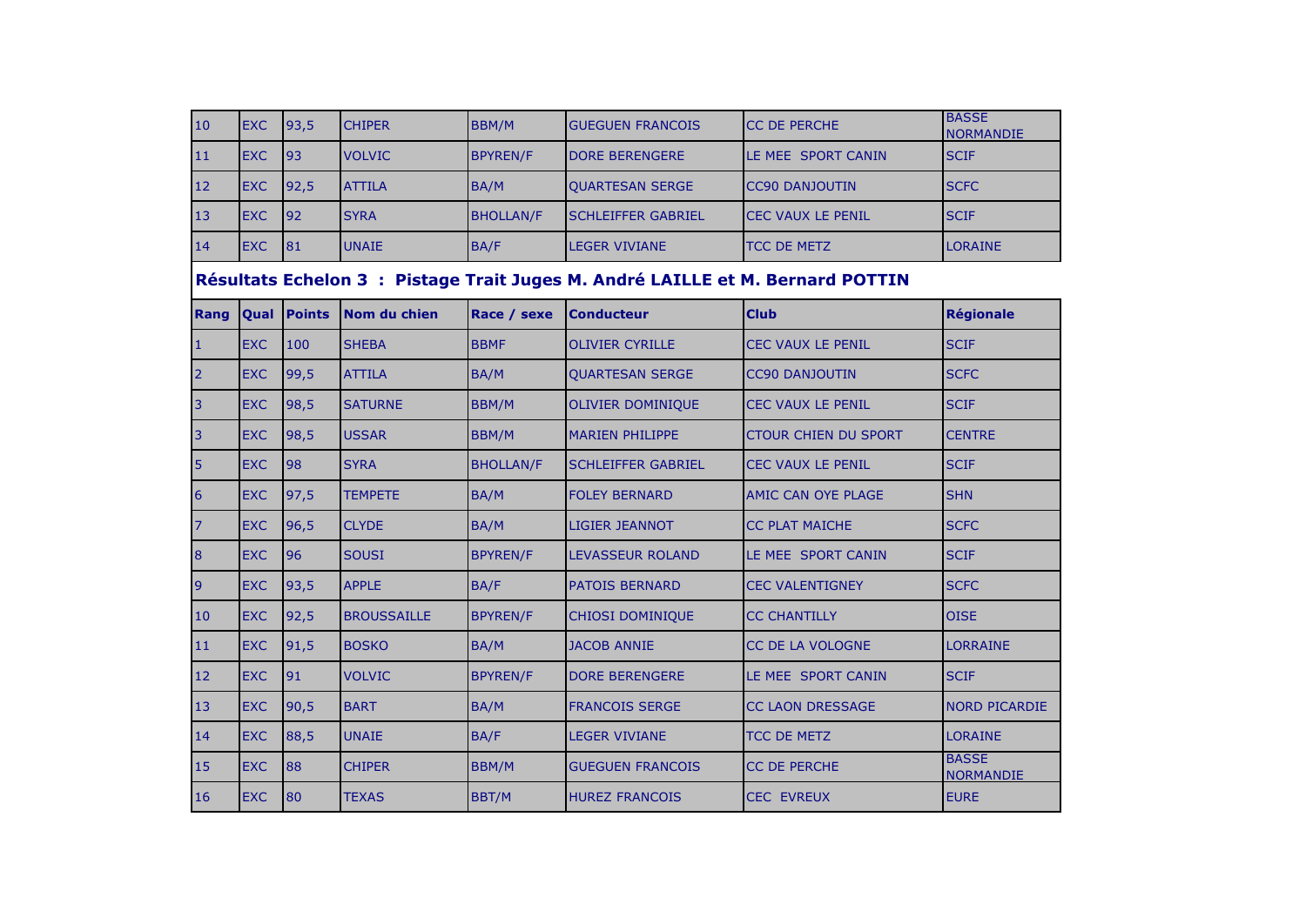| | | | | | | | |
|---|---|---|---|---|---|---|---|
| 10 | EXC | 93,5 | CHIPER | BBM/M | GUEGUEN FRANCOIS | CC DE PERCHE | BASSE NORMANDIE |
| 11 | EXC | 93 | VOLVIC | BPYREN/F | DORE BERENGERE | LE MEE SPORT CANIN | SCIF |
| 12 | EXC | 92,5 | ATTILA | BA/M | QUARTESAN SERGE | CC90 DANJOUTIN | SCFC |
| 13 | EXC | 92 | SYRA | BHOLLAN/F | SCHLEIFFER GABRIEL | CEC VAUX LE PENIL | SCIF |
| 14 | EXC | 81 | UNAIE | BA/F | LEGER VIVIANE | TCC DE METZ | LORAINE |

## Résultats Echelon 3 : Pistage Trait Juges M. André LAILLE et M. Bernard POTTIN

| Rang | Qual | Points | Nom du chien | Race / sexe | Conducteur | Club | Régionale |
|---|---|---|---|---|---|---|---|
| 1 | EXC | 100 | SHEBA | BBMF | OLIVIER CYRILLE | CEC VAUX LE PENIL | SCIF |
| 2 | EXC | 99,5 | ATTILA | BA/M | QUARTESAN SERGE | CC90 DANJOUTIN | SCFC |
| 3 | EXC | 98,5 | SATURNE | BBM/M | OLIVIER DOMINIQUE | CEC VAUX LE PENIL | SCIF |
| 3 | EXC | 98,5 | USSAR | BBM/M | MARIEN PHILIPPE | CTOUR CHIEN DU SPORT | CENTRE |
| 5 | EXC | 98 | SYRA | BHOLLAN/F | SCHLEIFFER GABRIEL | CEC VAUX LE PENIL | SCIF |
| 6 | EXC | 97,5 | TEMPETE | BA/M | FOLEY BERNARD | AMIC CAN OYE PLAGE | SHN |
| 7 | EXC | 96,5 | CLYDE | BA/M | LIGIER JEANNOT | CC PLAT MAICHE | SCFC |
| 8 | EXC | 96 | SOUSI | BPYREN/F | LEVASSEUR ROLAND | LE MEE SPORT CANIN | SCIF |
| 9 | EXC | 93,5 | APPLE | BA/F | PATOIS BERNARD | CEC VALENTIGNEY | SCFC |
| 10 | EXC | 92,5 | BROUSSAILLE | BPYREN/F | CHIOSI DOMINIQUE | CC CHANTILLY | OISE |
| 11 | EXC | 91,5 | BOSKO | BA/M | JACOB ANNIE | CC DE LA VOLOGNE | LORRAINE |
| 12 | EXC | 91 | VOLVIC | BPYREN/F | DORE BERENGERE | LE MEE SPORT CANIN | SCIF |
| 13 | EXC | 90,5 | BART | BA/M | FRANCOIS SERGE | CC LAON DRESSAGE | NORD PICARDIE |
| 14 | EXC | 88,5 | UNAIE | BA/F | LEGER VIVIANE | TCC DE METZ | LORAINE |
| 15 | EXC | 88 | CHIPER | BBM/M | GUEGUEN FRANCOIS | CC DE PERCHE | BASSE NORMANDIE |
| 16 | EXC | 80 | TEXAS | BBT/M | HUREZ FRANCOIS | CEC EVREUX | EURE |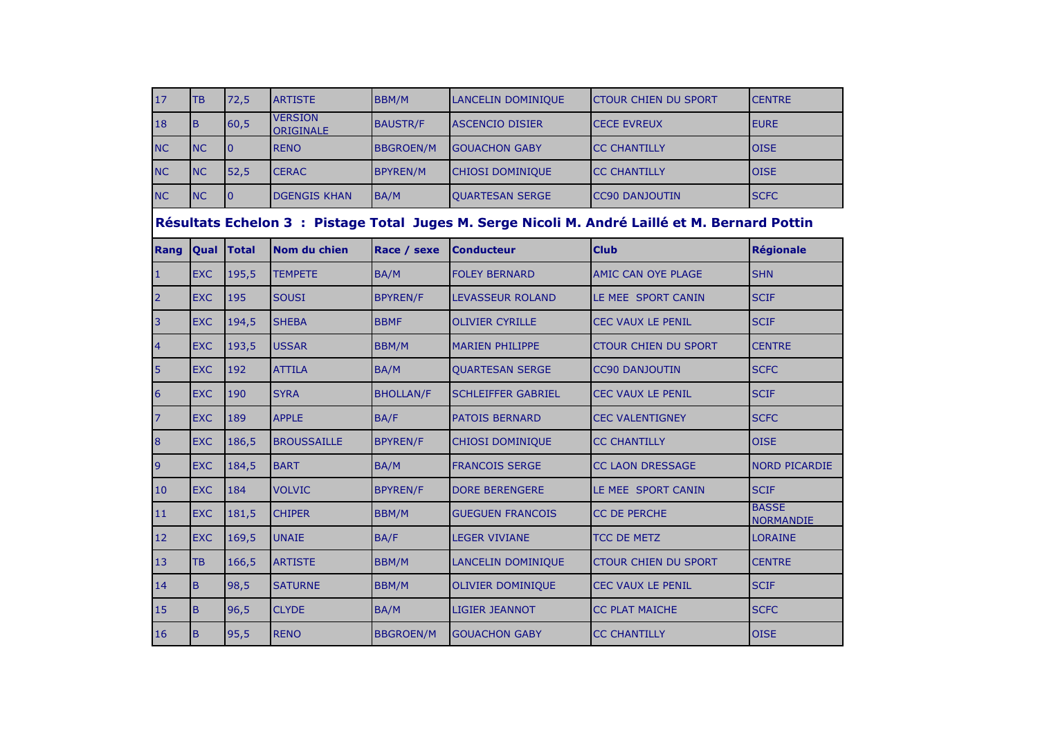| | | | | | | | |
|---|---|---|---|---|---|---|---|
| 17 | TB | 72,5 | ARTISTE | BBM/M | LANCELIN DOMINIQUE | CTOUR CHIEN DU SPORT | CENTRE |
| 18 | B | 60,5 | VERSION ORIGINALE | BAUSTR/F | ASCENCIO DISIER | CECE EVREUX | EURE |
| NC | NC | 0 | RENO | BBGROEN/M | GOUACHON GABY | CC CHANTILLY | OISE |
| NC | NC | 52,5 | CERAC | BPYREN/M | CHIOSI DOMINIQUE | CC CHANTILLY | OISE |
| NC | NC | 0 | DGENGIS KHAN | BA/M | QUARTESAN SERGE | CC90 DANJOUTIN | SCFC |

## Résultats Echelon 3 : Pistage Total Juges M. Serge Nicoli M. André Laillé et M. Bernard Pottin

| Rang | Qual | Total | Nom du chien | Race / sexe | Conducteur | Club | Régionale |
|---|---|---|---|---|---|---|---|
| 1 | EXC | 195,5 | TEMPETE | BA/M | FOLEY BERNARD | AMIC CAN OYE PLAGE | SHN |
| 2 | EXC | 195 | SOUSI | BPYREN/F | LEVASSEUR ROLAND | LE MEE SPORT CANIN | SCIF |
| 3 | EXC | 194,5 | SHEBA | BBMF | OLIVIER CYRILLE | CEC VAUX LE PENIL | SCIF |
| 4 | EXC | 193,5 | USSAR | BBM/M | MARIEN PHILIPPE | CTOUR CHIEN DU SPORT | CENTRE |
| 5 | EXC | 192 | ATTILA | BA/M | QUARTESAN SERGE | CC90 DANJOUTIN | SCFC |
| 6 | EXC | 190 | SYRA | BHOLLAN/F | SCHLEIFFER GABRIEL | CEC VAUX LE PENIL | SCIF |
| 7 | EXC | 189 | APPLE | BA/F | PATOIS BERNARD | CEC VALENTIGNEY | SCFC |
| 8 | EXC | 186,5 | BROUSSAILLE | BPYREN/F | CHIOSI DOMINIQUE | CC CHANTILLY | OISE |
| 9 | EXC | 184,5 | BART | BA/M | FRANCOIS SERGE | CC LAON DRESSAGE | NORD PICARDIE |
| 10 | EXC | 184 | VOLVIC | BPYREN/F | DORE BERENGERE | LE MEE SPORT CANIN | SCIF |
| 11 | EXC | 181,5 | CHIPER | BBM/M | GUEGUEN FRANCOIS | CC DE PERCHE | BASSE NORMANDIE |
| 12 | EXC | 169,5 | UNAIE | BA/F | LEGER VIVIANE | TCC DE METZ | LORAINE |
| 13 | TB | 166,5 | ARTISTE | BBM/M | LANCELIN DOMINIQUE | CTOUR CHIEN DU SPORT | CENTRE |
| 14 | B | 98,5 | SATURNE | BBM/M | OLIVIER DOMINIQUE | CEC VAUX LE PENIL | SCIF |
| 15 | B | 96,5 | CLYDE | BA/M | LIGIER JEANNOT | CC PLAT MAICHE | SCFC |
| 16 | B | 95,5 | RENO | BBGROEN/M | GOUACHON GABY | CC CHANTILLY | OISE |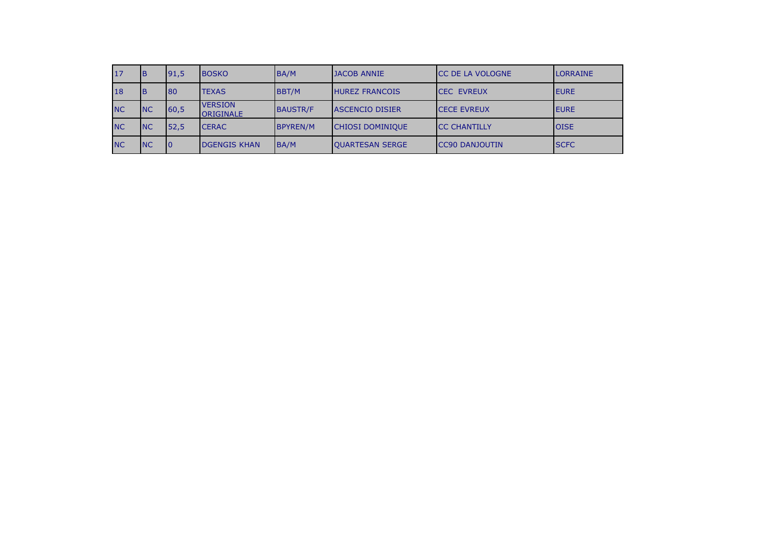| | | | | | | | |
|---|---|---|---|---|---|---|---|
| 17 | B | 91,5 | BOSKO | BA/M | JACOB ANNIE | CC DE LA VOLOGNE | LORRAINE |
| 18 | B | 80 | TEXAS | BBT/M | HUREZ FRANCOIS | CEC  EVREUX | EURE |
| NC | NC | 60,5 | VERSION ORIGINALE | BAUSTR/F | ASCENCIO DISIER | CECE EVREUX | EURE |
| NC | NC | 52,5 | CERAC | BPYREN/M | CHIOSI DOMINIQUE | CC CHANTILLY | OISE |
| NC | NC | 0 | DGENGIS KHAN | BA/M | QUARTESAN SERGE | CC90 DANJOUTIN | SCFC |